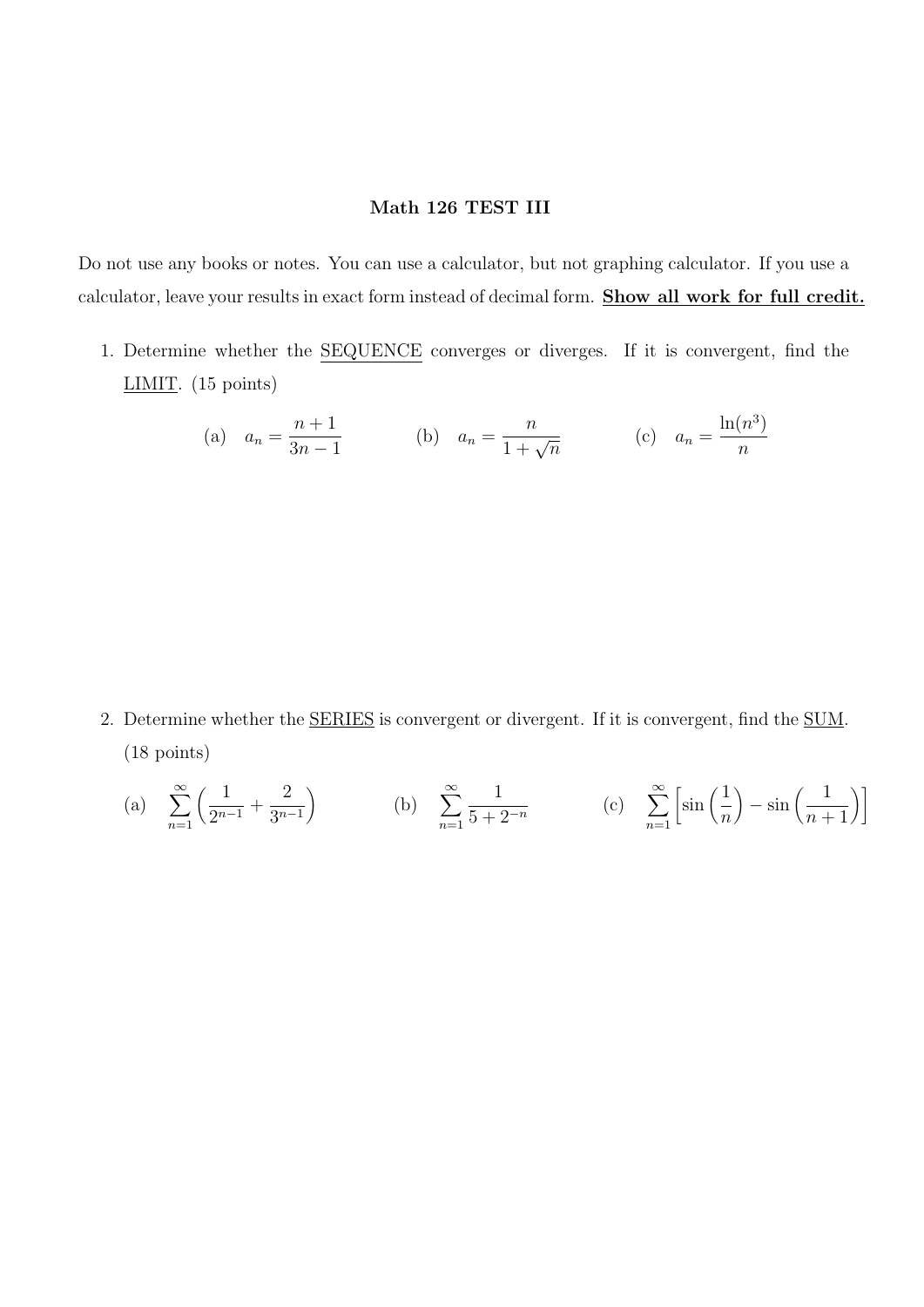# Math 126 TEST III

Do not use any books or notes. You can use a calculator, but not graphing calculator. If you use a calculator, leave your results in exact form instead of decimal form. **Show all work for full credit.**

1. Determine whether the SEQUENCE converges or diverges. If it is convergent, find the LIMIT. (15 points)

   (a) $a_n = \dfrac{n+1}{3n-1}$ (b) $a_n = \dfrac{n}{1+\sqrt{n}}$ (c) $a_n = \dfrac{\ln(n^3)}{n}$

2. Determine whether the SERIES is convergent or divergent. If it is convergent, find the SUM. (18 points)

   (a) $\displaystyle\sum_{n=1}^{\infty} \left( \frac{1}{2^{n-1}} + \frac{2}{3^{n-1}} \right)$ (b) $\displaystyle\sum_{n=1}^{\infty} \frac{1}{5+2^{-n}}$ (c) $\displaystyle\sum_{n=1}^{\infty} \left[ \sin\left(\frac{1}{n}\right) - \sin\left(\frac{1}{n+1}\right) \right]$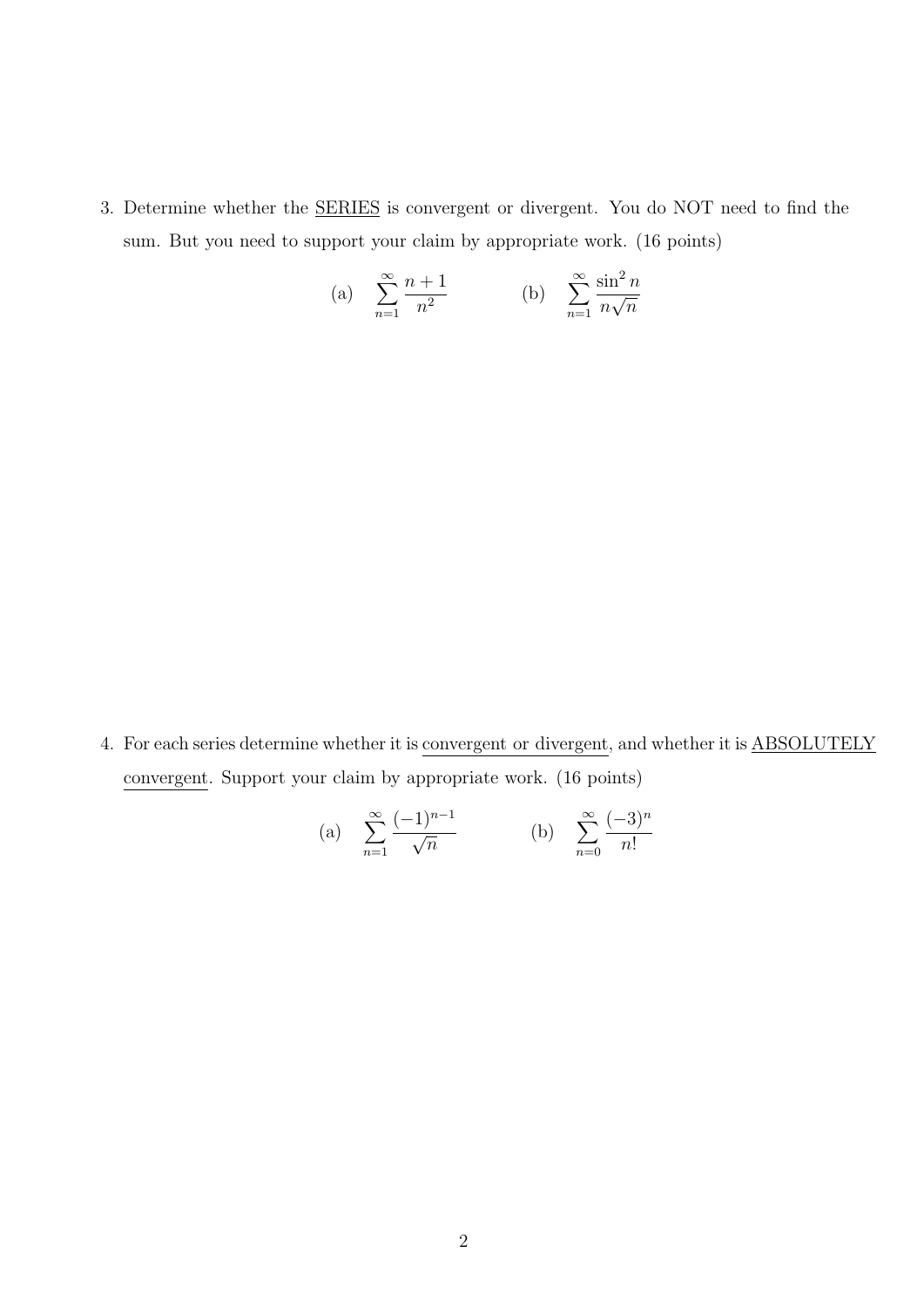3. Determine whether the SERIES is convergent or divergent. You do NOT need to find the sum. But you need to support your claim by appropriate work. (16 points)

$$\text{(a)} \quad \sum_{n=1}^{\infty} \frac{n+1}{n^2} \qquad\qquad \text{(b)} \quad \sum_{n=1}^{\infty} \frac{\sin^2 n}{n\sqrt{n}}$$

4. For each series determine whether it is convergent or divergent, and whether it is ABSOLUTELY convergent. Support your claim by appropriate work. (16 points)

$$\text{(a)} \quad \sum_{n=1}^{\infty} \frac{(-1)^{n-1}}{\sqrt{n}} \qquad\qquad \text{(b)} \quad \sum_{n=0}^{\infty} \frac{(-3)^n}{n!}$$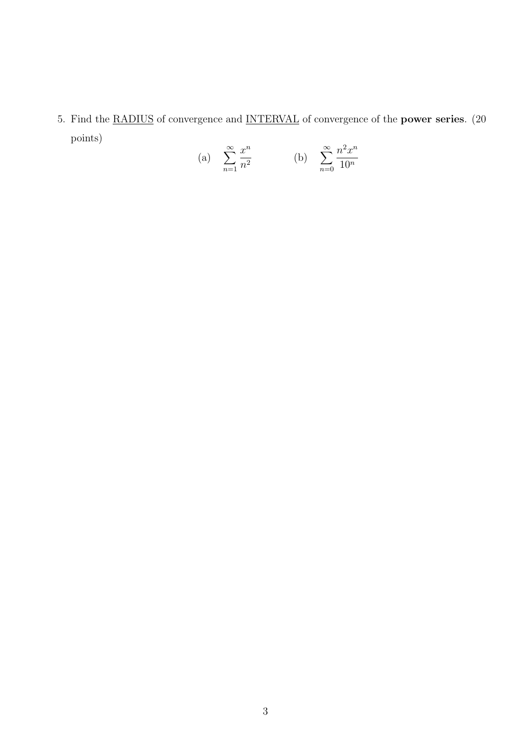5. Find the <u>RADIUS</u> of convergence and <u>INTERVAL</u> of convergence of the **power series**. (20 points)

$$\text{(a)} \quad \sum_{n=1}^{\infty} \frac{x^n}{n^2} \qquad\qquad \text{(b)} \quad \sum_{n=0}^{\infty} \frac{n^2 x^n}{10^n}$$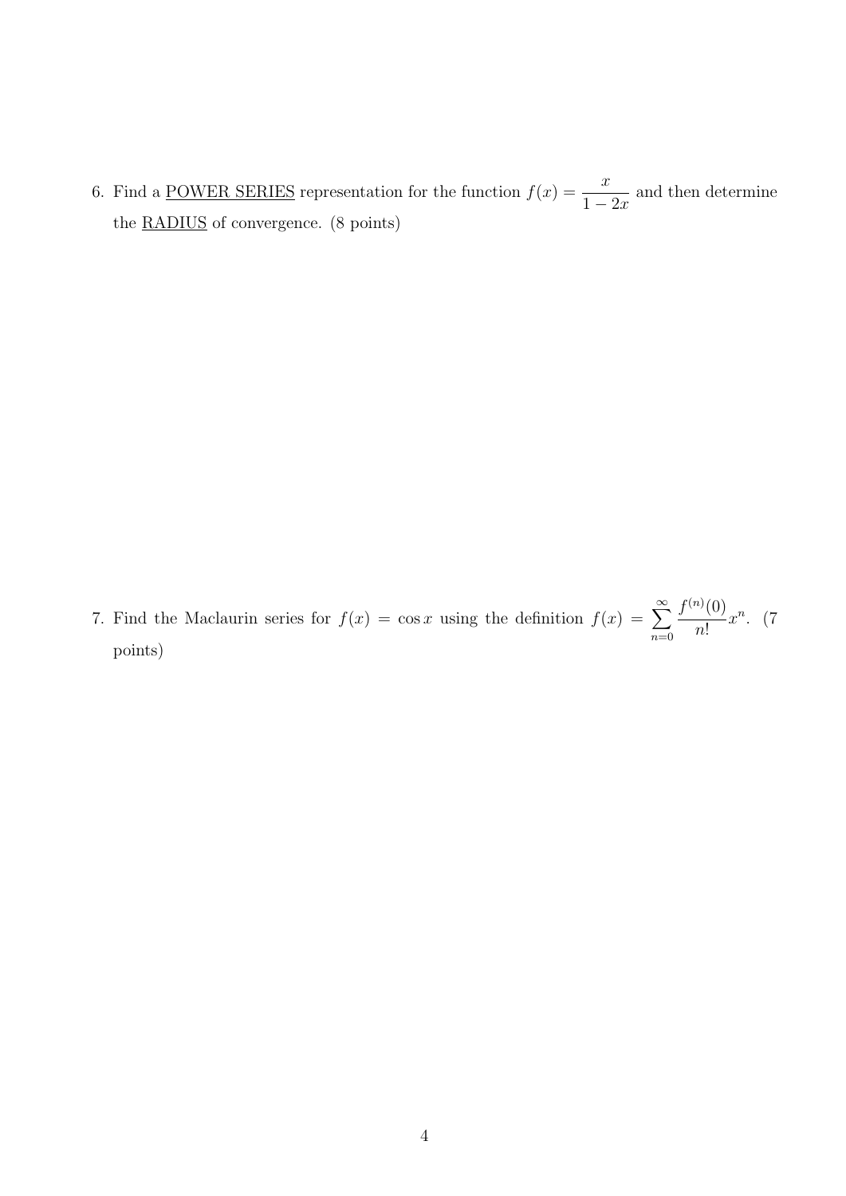6. Find a <u>POWER SERIES</u> representation for the function $f(x) = \dfrac{x}{1-2x}$ and then determine the <u>RADIUS</u> of convergence. (8 points)

7. Find the Maclaurin series for $f(x) = \cos x$ using the definition $f(x) = \displaystyle\sum_{n=0}^{\infty} \frac{f^{(n)}(0)}{n!} x^n$. (7 points)